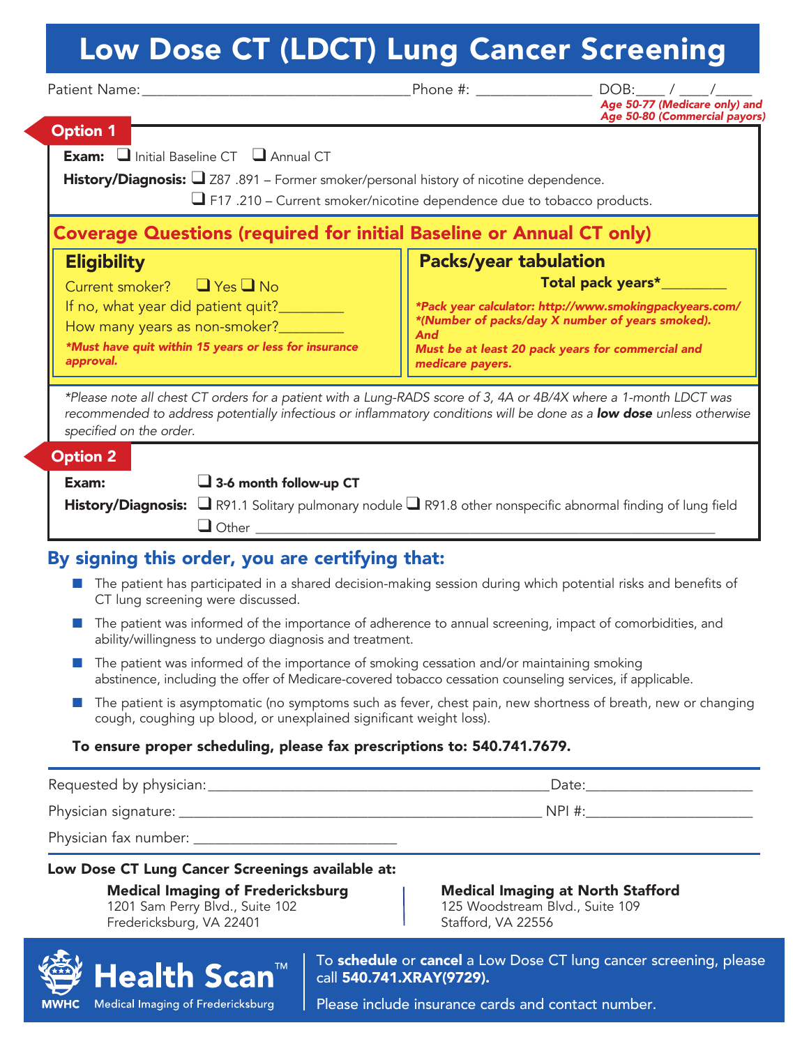# Low Dose CT (LDCT) Lung Cancer Screening

Patient Name:___________________________________ Phone #: _______________ DOB:____ / ____/_____

*Age 50-77 (Medicare only) and Age 50-80 (Commercial payors)*

## Option 1

**Exam:** ❑ Initial Baseline CT ❑ Annual CT

**History/Diagnosis:** ❑ Z87 .891 – Former smoker/personal history of nicotine dependence.

❑ F17 .210 – Current smoker/nicotine dependence due to tobacco products.

### Coverage Questions (required for initial Baseline or Annual CT only)

#### Eligibility

Current smoker? ❑ Yes ❑ No

If no, what year did patient quit?_________

How many years as non-smoker?_________

***Must have quit within 15 years or less for insurance approval.***

#### Packs/year tabulation

**Total pack years***_________

****Pack year calculator: http://www.smokingpackyears.com/***

****(Number of packs/day X number of years smoked).***

***And***

***Must be at least 20 pack years for commercial and medicare payers.***

*\*Please note all chest CT orders for a patient with a Lung-RADS score of 3, 4A or 4B/4X where a 1-month LDCT was recommended to address potentially infectious or inflammatory conditions will be done as a **low dose** unless otherwise specified on the order.*

## Option 2

**Exam:** ❑ **3-6 month follow-up CT**

**History/Diagnosis:** ❑ R91.1 Solitary pulmonary nodule ❑ R91.8 other nonspecific abnormal finding of lung field

❑ Other ___________________________________________________________________

## By signing this order, you are certifying that:

- The patient has participated in a shared decision-making session during which potential risks and benefits of CT lung screening were discussed.
- The patient was informed of the importance of adherence to annual screening, impact of comorbidities, and ability/willingness to undergo diagnosis and treatment.
- The patient was informed of the importance of smoking cessation and/or maintaining smoking abstinence, including the offer of Medicare-covered tobacco cessation counseling services, if applicable.
- The patient is asymptomatic (no symptoms such as fever, chest pain, new shortness of breath, new or changing cough, coughing up blood, or unexplained significant weight loss).

**To ensure proper scheduling, please fax prescriptions to: 540.741.7679.**

Requested by physician:_____________________________________________ Date:_____________________

Physician signature: _______________________________________________ NPI #:_____________________

Physician fax number: ___________________________

**Low Dose CT Lung Cancer Screenings available at:**

**Medical Imaging of Fredericksburg**
1201 Sam Perry Blvd., Suite 102
Fredericksburg, VA 22401

**Medical Imaging at North Stafford**
125 Woodstream Blvd., Suite 109
Stafford, VA 22556

MWHC **Health Scan**™ Medical Imaging of Fredericksburg

To **schedule** or **cancel** a Low Dose CT lung cancer screening, please call **540.741.XRAY(9729).**

Please include insurance cards and contact number.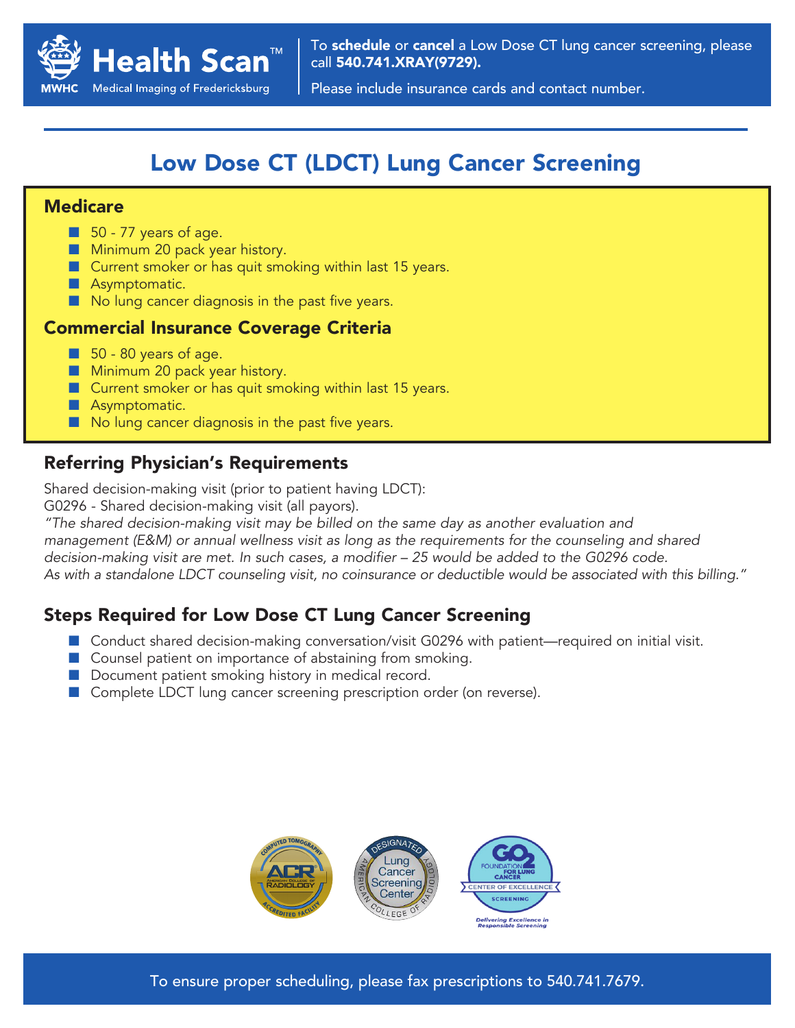Health Scan™

MWHC Medical Imaging of Fredericksburg

To **schedule** or **cancel** a Low Dose CT lung cancer screening, please call **540.741.XRAY(9729).**

Please include insurance cards and contact number.

# Low Dose CT (LDCT) Lung Cancer Screening

## Medicare

- 50 - 77 years of age.
- Minimum 20 pack year history.
- Current smoker or has quit smoking within last 15 years.
- Asymptomatic.
- No lung cancer diagnosis in the past five years.

## Commercial Insurance Coverage Criteria

- 50 - 80 years of age.
- Minimum 20 pack year history.
- Current smoker or has quit smoking within last 15 years.
- Asymptomatic.
- No lung cancer diagnosis in the past five years.

## Referring Physician's Requirements

Shared decision-making visit (prior to patient having LDCT):
G0296 - Shared decision-making visit (all payors).
*"The shared decision-making visit may be billed on the same day as another evaluation and management (E&M) or annual wellness visit as long as the requirements for the counseling and shared decision-making visit are met. In such cases, a modifier – 25 would be added to the G0296 code. As with a standalone LDCT counseling visit, no coinsurance or deductible would be associated with this billing."*

## Steps Required for Low Dose CT Lung Cancer Screening

- Conduct shared decision-making conversation/visit G0296 with patient—required on initial visit.
- Counsel patient on importance of abstaining from smoking.
- Document patient smoking history in medical record.
- Complete LDCT lung cancer screening prescription order (on reverse).

To ensure proper scheduling, please fax prescriptions to 540.741.7679.